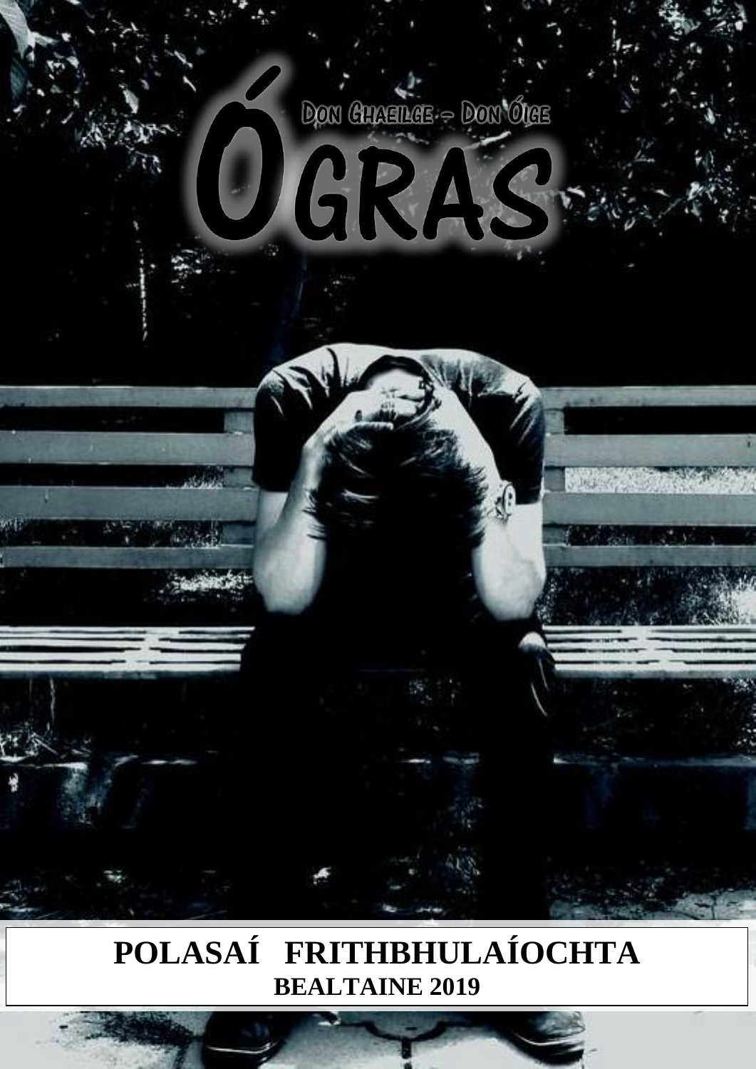Don Ghaeilge – Don Óige

# ÓGRAS

# POLASAÍ FRITHBHULAÍOCHTA

**BEALTAINE 2019**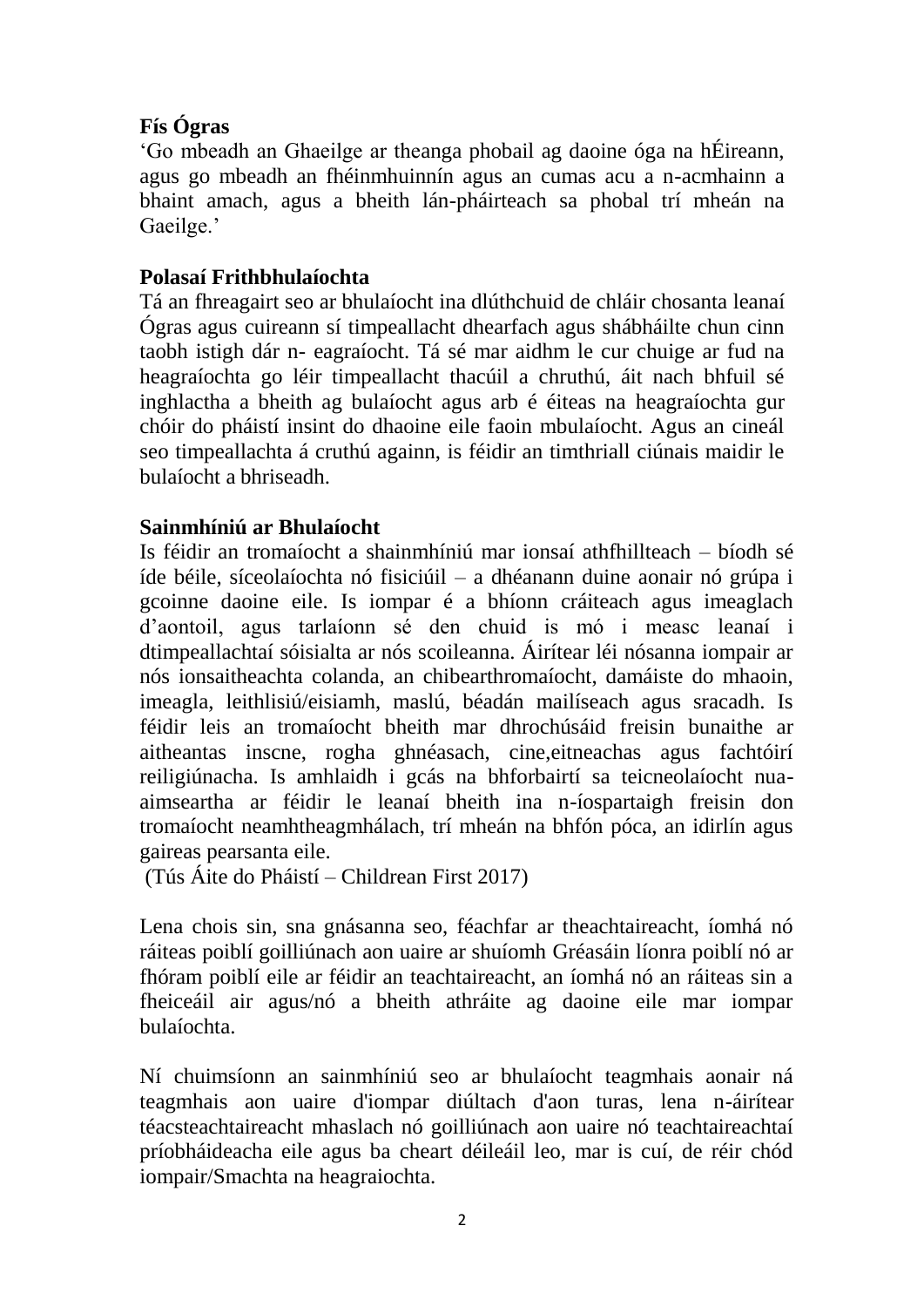**Fís Ógras**

'Go mbeadh an Ghaeilge ar theanga phobail ag daoine óga na hÉireann, agus go mbeadh an fhéinmhuinnín agus an cumas acu a n-acmhainn a bhaint amach, agus a bheith lán-pháirteach sa phobal trí mheán na Gaeilge.'

**Polasaí Frithbhulaíochta**

Tá an fhreagairt seo ar bhulaíocht ina dlúthchuid de chláir chosanta leanaí Ógras agus cuireann sí timpeallacht dhearfach agus shábháilte chun cinn taobh istigh dár n- eagraíocht. Tá sé mar aidhm le cur chuige ar fud na heagraíochta go léir timpeallacht thacúil a chruthú, áit nach bhfuil sé inghlactha a bheith ag bulaíocht agus arb é éiteas na heagraíochta gur chóir do pháistí insint do dhaoine eile faoin mbulaíocht. Agus an cineál seo timpeallachta á cruthú againn, is féidir an timthriall ciúnais maidir le bulaíocht a bhriseadh.

**Sainmhíniú ar Bhulaíocht**

Is féidir an tromaíocht a shainmhíniú mar ionsaí athfhillteach – bíodh sé íde béile, síceolaíochta nó fisiciúil – a dhéanann duine aonair nó grúpa i gcoinne daoine eile. Is iompar é a bhíonn cráiteach agus imeaglach d'aontoil, agus tarlaíonn sé den chuid is mó i measc leanaí i dtimpeallachtaí sóisialta ar nós scoileanna. Áirítear léi nósanna iompair ar nós ionsaitheachta colanda, an chibearthromaíocht, damáiste do mhaoin, imeagla, leithlisiú/eisiamh, maslú, béadán mailíseach agus sracadh. Is féidir leis an tromaíocht bheith mar dhrochúsáid freisin bunaithe ar aitheantas inscne, rogha ghnéasach, cine,eitneachas agus fachtóirí reiligiúnacha. Is amhlaidh i gcás na bhforbairtí sa teicneolaíocht nua-aimseartha ar féidir le leanaí bheith ina n-íospartaigh freisin don tromaíocht neamhtheagmhálach, trí mheán na bhfón póca, an idirlín agus gaireas pearsanta eile.

(Tús Áite do Pháistí – Childrean First 2017)

Lena chois sin, sna gnásanna seo, féachfar ar theachtaireacht, íomhá nó ráiteas poiblí goilliúnach aon uaire ar shuíomh Gréasáin líonra poiblí nó ar fhóram poiblí eile ar féidir an teachtaireacht, an íomhá nó an ráiteas sin a fheiceáil air agus/nó a bheith athráite ag daoine eile mar iompar bulaíochta.

Ní chuimsíonn an sainmhíniú seo ar bhulaíocht teagmhais aonair ná teagmhais aon uaire d'iompar diúltach d'aon turas, lena n-áirítear téacsteachtaireacht mhaslach nó goilliúnach aon uaire nó teachtaireachtaí príobháideacha eile agus ba cheart déileáil leo, mar is cuí, de réir chód iompair/Smachta na heagraiochta.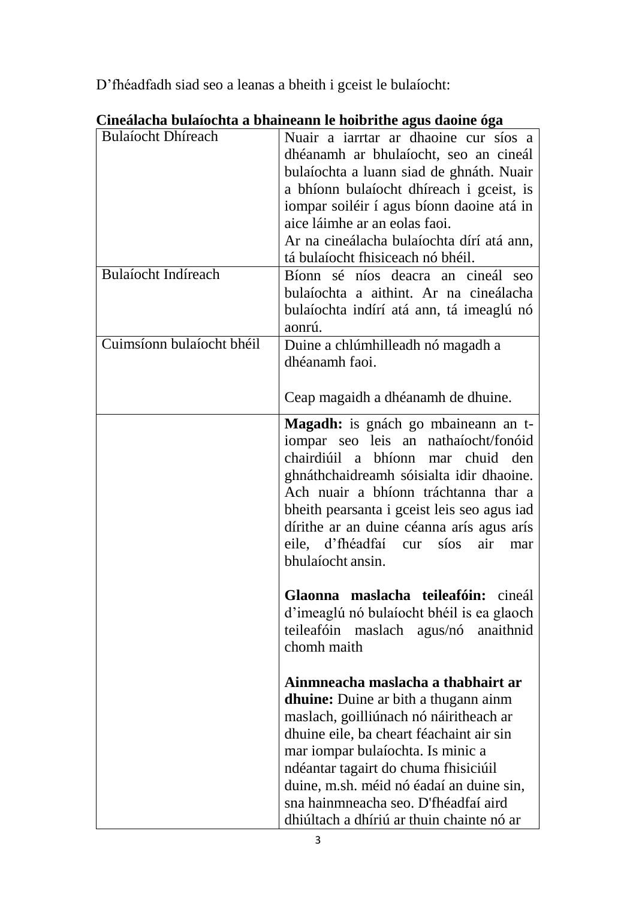D'fhéadfadh siad seo a leanas a bheith i gceist le bulaíocht:

**Cineálacha bulaíochta a bhaineann le hoibrithe agus daoine óga**

| Bulaíocht Dhíreach | Nuair a iarrtar ar dhaoine cur síos a dhéanamh ar bhulaíocht, seo an cineál bulaíochta a luann siad de ghnáth. Nuair a bhíonn bulaíocht dhíreach i gceist, is iompar soiléir í agus bíonn daoine atá in aice láimhe ar an eolas faoi.<br>Ar na cineálacha bulaíochta dírí atá ann, tá bulaíocht fhisiceach nó bhéil. |
|---|---|
| Bulaíocht Indíreach | Bíonn sé níos deacra an cineál seo bulaíochta a aithint. Ar na cineálacha bulaíochta indírí atá ann, tá imeaglú nó aonrú. |
| Cuimsíonn bulaíocht bhéil | Duine a chlúmhilleadh nó magadh a dhéanamh faoi.<br><br>Ceap magaidh a dhéanamh de dhuine. |
| | **Magadh:** is gnách go mbaineann an t-iompar seo leis an nathaíocht/fonóid chairdiúil a bhíonn mar chuid den ghnáthchaidreamh sóisialta idir dhaoine. Ach nuair a bhíonn tráchtanna thar a bheith pearsanta i gceist leis seo agus iad dírithe ar an duine céanna arís agus arís eile, d'fhéadfaí cur síos air mar bhulaíocht ansin.<br><br>**Glaonna maslacha teileafóin:** cineál d'imeaglú nó bulaíocht bhéil is ea glaoch teileafóin maslach agus/nó anaithnid chomh maith<br><br>**Ainmneacha maslacha a thabhairt ar dhuine:** Duine ar bith a thugann ainm maslach, goilliúnach nó náiritheach ar dhuine eile, ba cheart féachaint air sin mar iompar bulaíochta. Is minic a ndéantar tagairt do chuma fhisiciúil duine, m.sh. méid nó éadaí an duine sin, sna hainmneacha seo. D'fhéadfaí aird dhiúltach a dhíriú ar thuin chainte nó ar |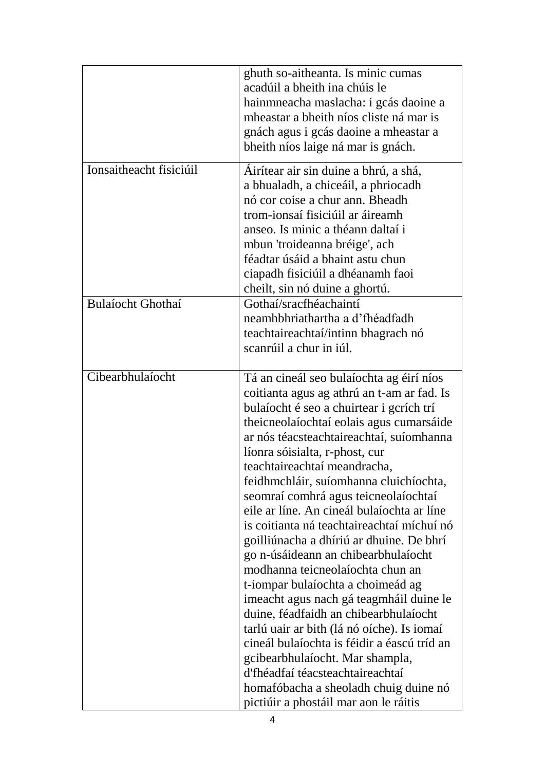| | |
|---|---|
| | ghuth so-aitheanta. Is minic cumas acadúil a bheith ina chúis le hainmneacha maslacha: i gcás daoine a mheastar a bheith níos cliste ná mar is gnách agus i gcás daoine a mheastar a bheith níos laige ná mar is gnách. |
| Ionsaitheacht fisiciúil | Áirítear air sin duine a bhrú, a shá, a bhualadh, a chiceáil, a phriocadh nó cor coise a chur ann. Bheadh trom-ionsaí fisiciúil ar áireamh anseo. Is minic a théann daltaí i mbun 'troideanna bréige', ach féadtar úsáid a bhaint astu chun ciapadh fisiciúil a dhéanamh faoi cheilt, sin nó duine a ghortú. |
| Bulaíocht Ghothaí | Gothaí/sracfhéachaintí neamhbhriathartha a d'fhéadfadh teachtaireachtaí/intinn bhagrach nó scanrúil a chur in iúl. |
| Cibearbhulaíocht | Tá an cineál seo bulaíochta ag éirí níos coitianta agus ag athrú an t-am ar fad. Is bulaíocht é seo a chuirtear i gcrích trí theicneolaíochtaí eolais agus cumarsáide ar nós téacsteachtaireachtaí, suíomhanna líonra sóisialta, r-phost, cur teachtaireachtaí meandracha, feidhmchláir, suíomhanna cluichíochta, seomraí comhrá agus teicneolaíochtaí eile ar líne. An cineál bulaíochta ar líne is coitianta ná teachtaireachtaí míchuí nó goilliúnacha a dhíriú ar dhuine. De bhrí go n-úsáideann an chibearbhulaíocht modhanna teicneolaíochta chun an t-iompar bulaíochta a choimeád ag imeacht agus nach gá teagmháil duine le duine, féadfaidh an chibearbhulaíocht tarlú uair ar bith (lá nó oíche). Is iomaí cineál bulaíochta is féidir a éascú tríd an gcibearbhulaíocht. Mar shampla, d'fhéadfaí téacsteachtaireachtaí homafóbacha a sheoladh chuig duine nó pictiúir a phostáil mar aon le ráitis |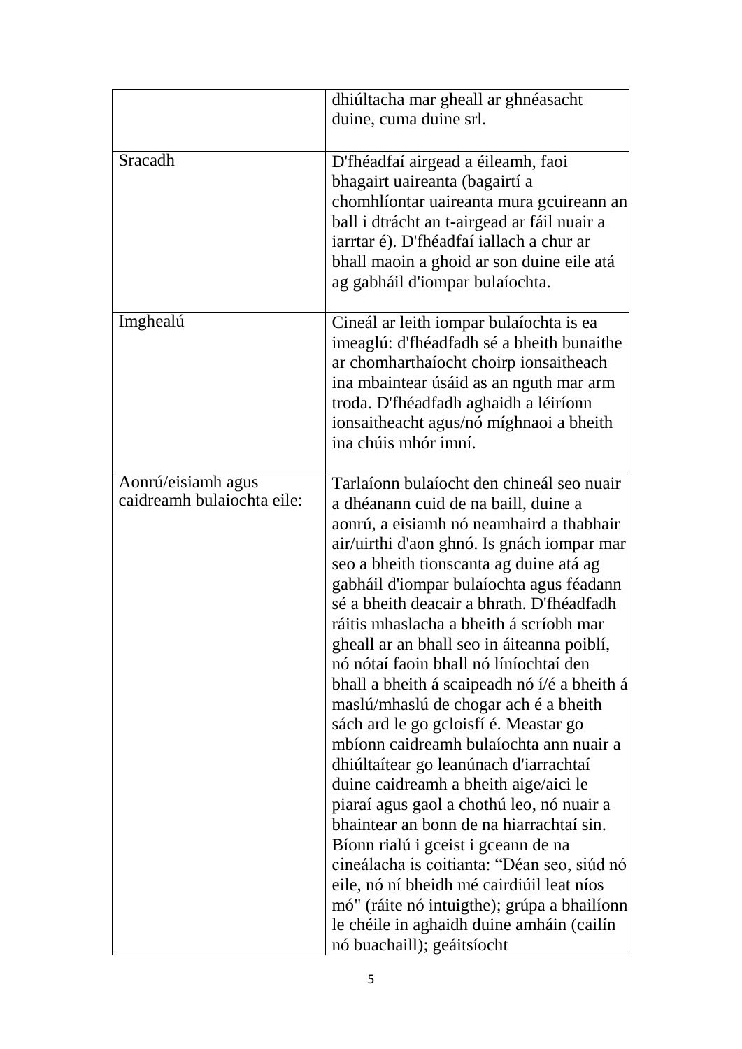| | |
|---|---|
| | dhiúltacha mar gheall ar ghnéasacht duine, cuma duine srl. |
| Sracadh | D'fhéadfaí airgead a éileamh, faoi bhagairt uaireanta (bagairtí a chomhlíontar uaireanta mura gcuireann an ball i dtrácht an t-airgead ar fáil nuair a iarrtar é). D'fhéadfaí iallach a chur ar bhall maoin a ghoid ar son duine eile atá ag gabháil d'iompar bulaíochta. |
| Imghealú | Cineál ar leith iompar bulaíochta is ea imeaglú: d'fhéadfadh sé a bheith bunaithe ar chomharthaíocht choirp ionsaitheach ina mbaintear úsáid as an nguth mar arm troda. D'fhéadfadh aghaidh a léiríonn ionsaitheacht agus/nó míghnaoi a bheith ina chúis mhór imní. |
| Aonrú/eisiamh agus caidreamh bulaiochta eile: | Tarlaíonn bulaíocht den chineál seo nuair a dhéanann cuid de na baill, duine a aonrú, a eisiamh nó neamhaird a thabhair air/uirthi d'aon ghnó. Is gnách iompar mar seo a bheith tionscanta ag duine atá ag gabháil d'iompar bulaíochta agus féadann sé a bheith deacair a bhrath. D'fhéadfadh ráitis mhaslacha a bheith á scríobh mar gheall ar an bhall seo in áiteanna poiblí, nó nótaí faoin bhall nó líníochtaí den bhall a bheith á scaipeadh nó í/é a bheith á maslú/mhaslú de chogar ach é a bheith sách ard le go gcloisfí é. Meastar go mbíonn caidreamh bulaíochta ann nuair a dhiúltaítear go leanúnach d'iarrachtaí duine caidreamh a bheith aige/aici le piaraí agus gaol a chothú leo, nó nuair a bhaintear an bonn de na hiarrachtaí sin. Bíonn rialú i gceist i gceann de na cineálacha is coitianta: “Déan seo, siúd nó eile, nó ní bheidh mé cairdiúil leat níos mó" (ráite nó intuigthe); grúpa a bhailíonn le chéile in aghaidh duine amháin (cailín nó buachaill); geáitsíocht |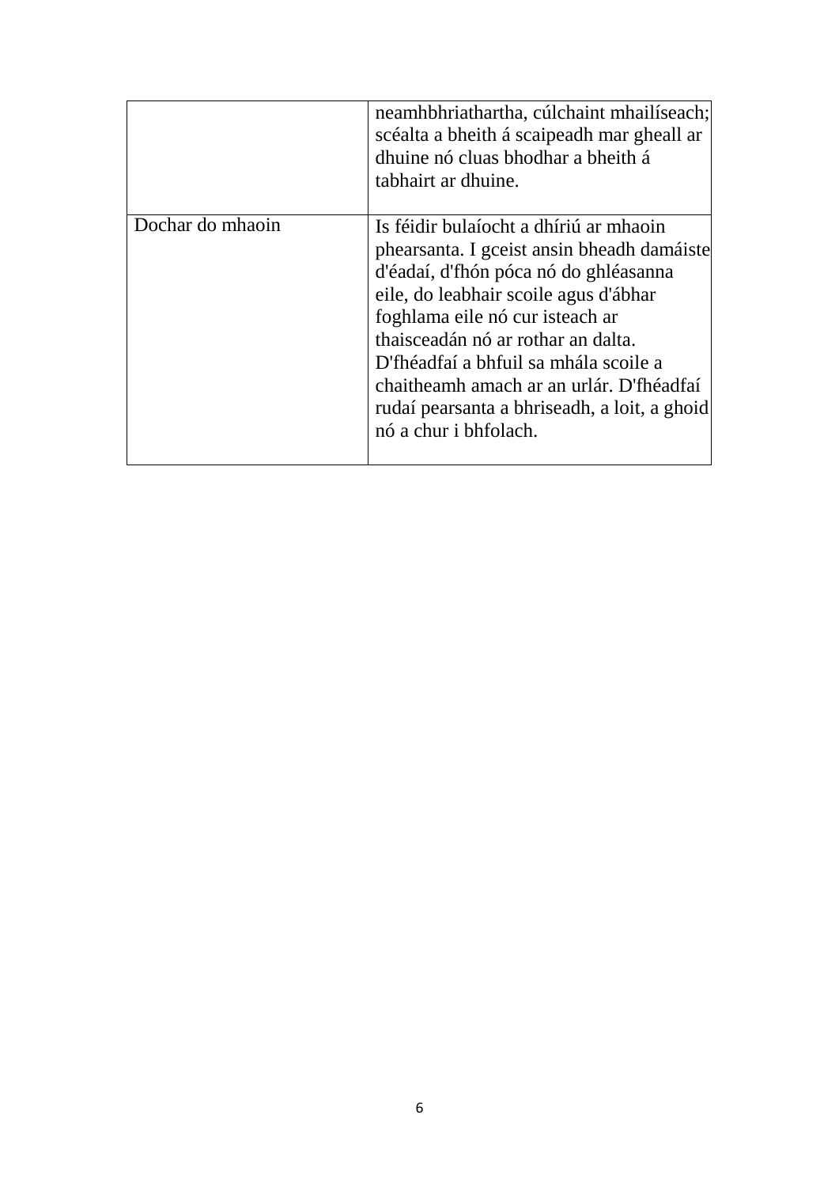| | |
|---|---|
| | neamhbhriathartha, cúlchaint mhailíseach; scéalta a bheith á scaipeadh mar gheall ar dhuine nó cluas bhodhar a bheith á tabhairt ar dhuine. |
| Dochar do mhaoin | Is féidir bulaíocht a dhíriú ar mhaoin phearsanta. I gceist ansin bheadh damáiste d'éadaí, d'fhón póca nó do ghléasanna eile, do leabhair scoile agus d'ábhar foghlama eile nó cur isteach ar thaisceadán nó ar rothar an dalta. D'fhéadfaí a bhfuil sa mhála scoile a chaitheamh amach ar an urlár. D'fhéadfaí rudaí pearsanta a bhriseadh, a loit, a ghoid nó a chur i bhfolach. |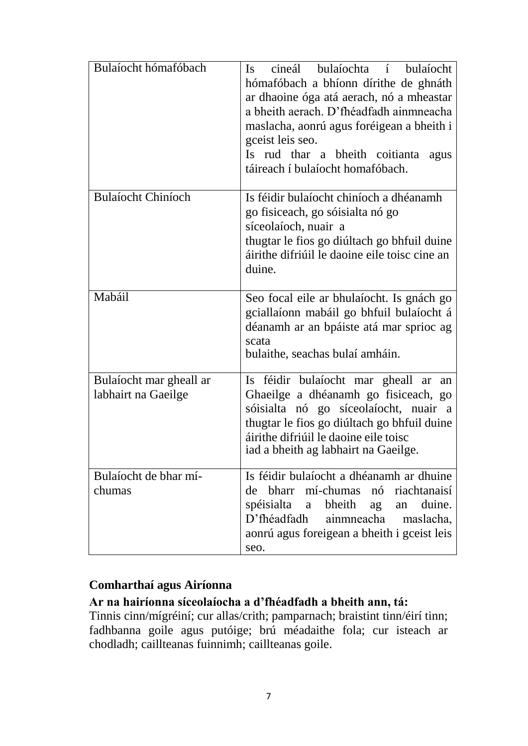| | |
|---|---|
| Bulaíocht hómafóbach | Is cineál bulaíochta í bulaíocht hómafóbach a bhíonn dírithe de ghnáth ar dhaoine óga atá aerach, nó a mheastar a bheith aerach. D'fhéadfadh ainmneacha maslacha, aonrú agus foréigean a bheith i gceist leis seo. Is rud thar a bheith coitianta agus táireach í bulaíocht homafóbach. |
| Bulaíocht Chiníoch | Is féidir bulaíocht chiníoch a dhéanamh go fisiceach, go sóisialta nó go síceolaíoch, nuair a thugtar le fios go diúltach go bhfuil duine áirithe difriúil le daoine eile toisc cine an duine. |
| Mabáil | Seo focal eile ar bhulaíocht. Is gnách go gciallaíonn mabáil go bhfuil bulaíocht á déanamh ar an bpáiste atá mar sprioc ag scata bulaithe, seachas bulaí amháin. |
| Bulaíocht mar gheall ar labhairt na Gaeilge | Is féidir bulaíocht mar gheall ar an Ghaeilge a dhéanamh go fisiceach, go sóisialta nó go síceolaíocht, nuair a thugtar le fios go diúltach go bhfuil duine áirithe difriúil le daoine eile toisc iad a bheith ag labhairt na Gaeilge. |
| Bulaíocht de bhar mí-chumas | Is féidir bulaíocht a dhéanamh ar dhuine de bharr mí-chumas nó riachtanaisí spéisialta a bheith ag an duine. D'fhéadfadh ainmneacha maslacha, aonrú agus foreigean a bheith i gceist leis seo. |

### Comharthaí agus Airíonna

**Ar na hairíonna síceolaíocha a d'fhéadfadh a bheith ann, tá:**

Tinnis cinn/mígréiní; cur allas/crith; pamparnach; braistint tinn/éirí tinn; fadhbanna goile agus putóige; brú méadaithe fola; cur isteach ar chodladh; caillteanas fuinnimh; caillteanas goile.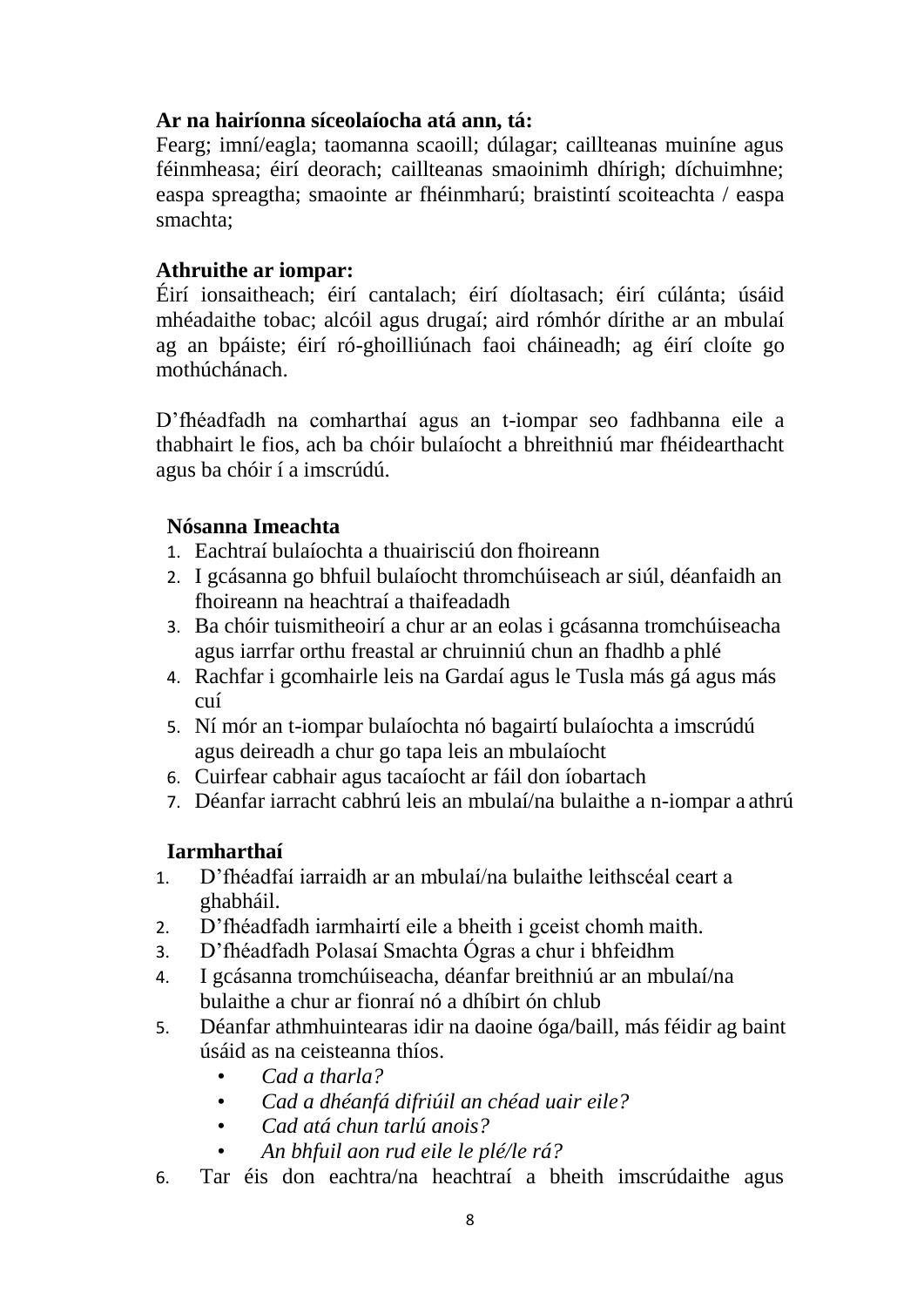**Ar na hairíonna síceolaíocha atá ann, tá:**
Fearg; imní/eagla; taomanna scaoill; dúlagar; caillteanas muiníne agus féinmheasa; éirí deorach; caillteanas smaoinimh dhírigh; díchuimhne; easpa spreagtha; smaointe ar fhéinmharú; braistintí scoiteachta / easpa smachta;

**Athruithe ar iompar:**
Éirí ionsaitheach; éirí cantalach; éirí díoltasach; éirí cúlánta; úsáid mhéadaithe tobac; alcóil agus drugaí; aird rómhór dírithe ar an mbulaí ag an bpáiste; éirí ró-ghoilliúnach faoi cháineadh; ag éirí cloíte go mothúchánach.

D'fhéadfadh na comharthaí agus an t-iompar seo fadhbanna eile a thabhairt le fios, ach ba chóir bulaíocht a bhreithniú mar fhéidearthacht agus ba chóir í a imscrúdú.

**Nósanna Imeachta**

1. Eachtraí bulaíochta a thuairisciú don fhoireann
2. I gcásanna go bhfuil bulaíocht thromchúiseach ar siúl, déanfaidh an fhoireann na heachtraí a thaifeadadh
3. Ba chóir tuismitheoirí a chur ar an eolas i gcásanna tromchúiseacha agus iarrfar orthu freastal ar chruinniú chun an fhadhb a phlé
4. Rachfar i gcomhairle leis na Gardaí agus le Tusla más gá agus más cuí
5. Ní mór an t-iompar bulaíochta nó bagairtí bulaíochta a imscrúdú agus deireadh a chur go tapa leis an mbulaíocht
6. Cuirfear cabhair agus tacaíocht ar fáil don íobartach
7. Déanfar iarracht cabhrú leis an mbulaí/na bulaithe a n-iompar a athrú

**Iarmharthaí**

1. D'fhéadfaí iarraidh ar an mbulaí/na bulaithe leithscéal ceart a ghabháil.
2. D'fhéadfadh iarmhairtí eile a bheith i gceist chomh maith.
3. D'fhéadfadh Polasaí Smachta Ógras a chur i bhfeidhm
4. I gcásanna tromchúiseacha, déanfar breithniú ar an mbulaí/na bulaithe a chur ar fionraí nó a dhíbirt ón chlub
5. Déanfar athmhuintearas idir na daoine óga/baill, más féidir ag baint úsáid as na ceisteanna thíos.
   - *Cad a tharla?*
   - *Cad a dhéanfá difriúil an chéad uair eile?*
   - *Cad atá chun tarlú anois?*
   - *An bhfuil aon rud eile le plé/le rá?*
6. Tar éis don eachtra/na heachtraí a bheith imscrúdaithe agus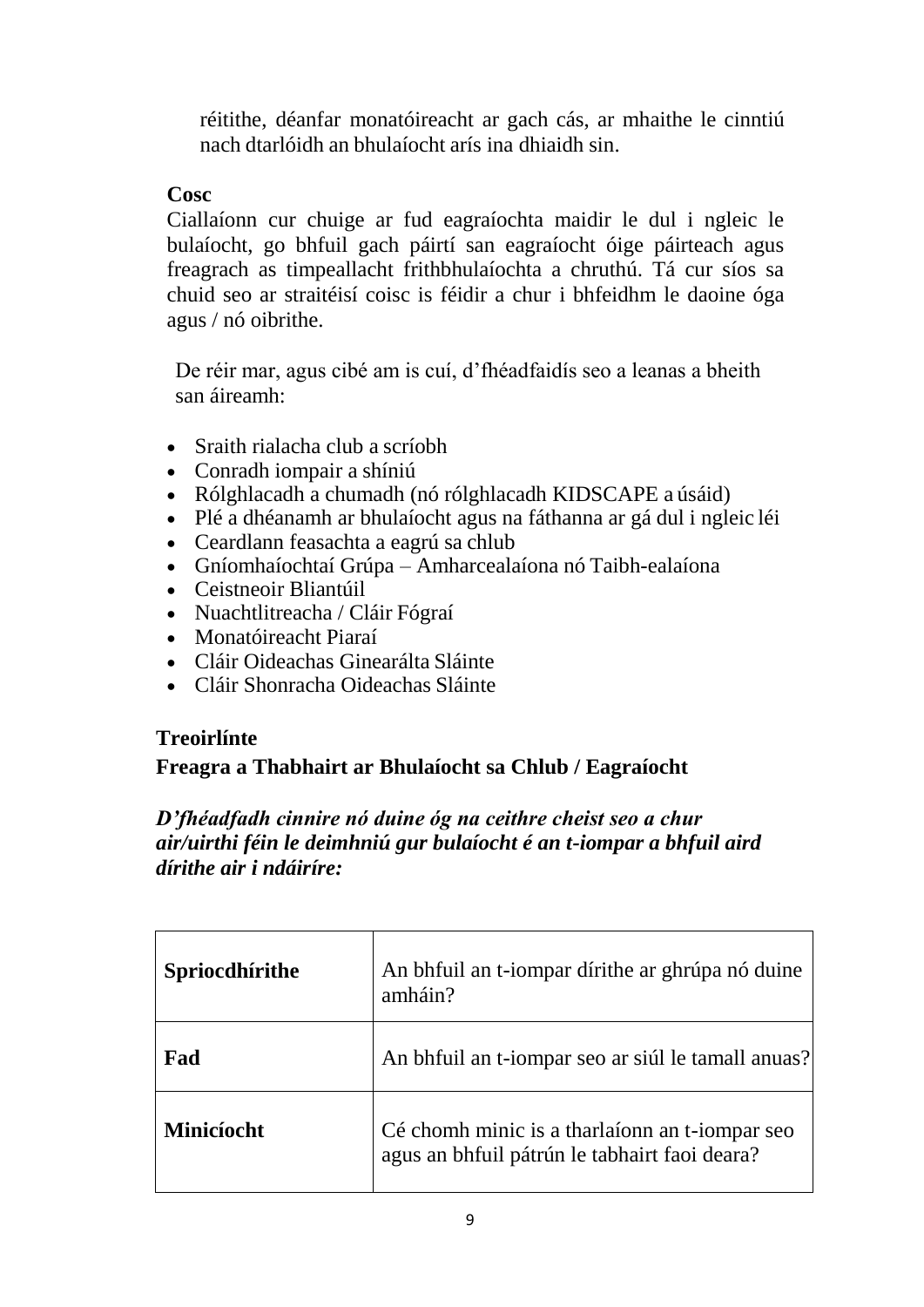réitithe, déanfar monatóireacht ar gach cás, ar mhaithe le cinntiú nach dtarlóidh an bhulaíocht arís ina dhiaidh sin.

**Cosc**

Ciallaíonn cur chuige ar fud eagraíochta maidir le dul i ngleic le bulaíocht, go bhfuil gach páirtí san eagraíocht óige páirteach agus freagrach as timpeallacht frithbhulaíochta a chruthú. Tá cur síos sa chuid seo ar straitéisí coisc is féidir a chur i bhfeidhm le daoine óga agus / nó oibrithe.

De réir mar, agus cibé am is cuí, d'fhéadfaidís seo a leanas a bheith san áireamh:

- Sraith rialacha club a scríobh
- Conradh iompair a shíniú
- Rólghlacadh a chumadh (nó rólghlacadh KIDSCAPE a úsáid)
- Plé a dhéanamh ar bhulaíocht agus na fáthanna ar gá dul i ngleic léi
- Ceardlann feasachta a eagrú sa chlub
- Gníomhaíochtaí Grúpa – Amharcealaíona nó Taibh-ealaíona
- Ceistneoir Bliantúil
- Nuachtlitreacha / Cláir Fógraí
- Monatóireacht Piaraí
- Cláir Oideachas Ginearálta Sláinte
- Cláir Shonracha Oideachas Sláinte

**Treoirlínte**

**Freagra a Thabhairt ar Bhulaíocht sa Chlub / Eagraíocht**

***D'fhéadfadh cinnire nó duine óg na ceithre cheist seo a chur air/uirthi féin le deimhniú gur bulaíocht é an t-iompar a bhfuil aird dírithe air i ndáiríre:***

| | |
|---|---|
| **Spriocdhírithe** | An bhfuil an t-iompar dírithe ar ghrúpa nó duine amháin? |
| **Fad** | An bhfuil an t-iompar seo ar siúl le tamall anuas? |
| **Minicíocht** | Cé chomh minic is a tharlaíonn an t-iompar seo agus an bhfuil pátrún le tabhairt faoi deara? |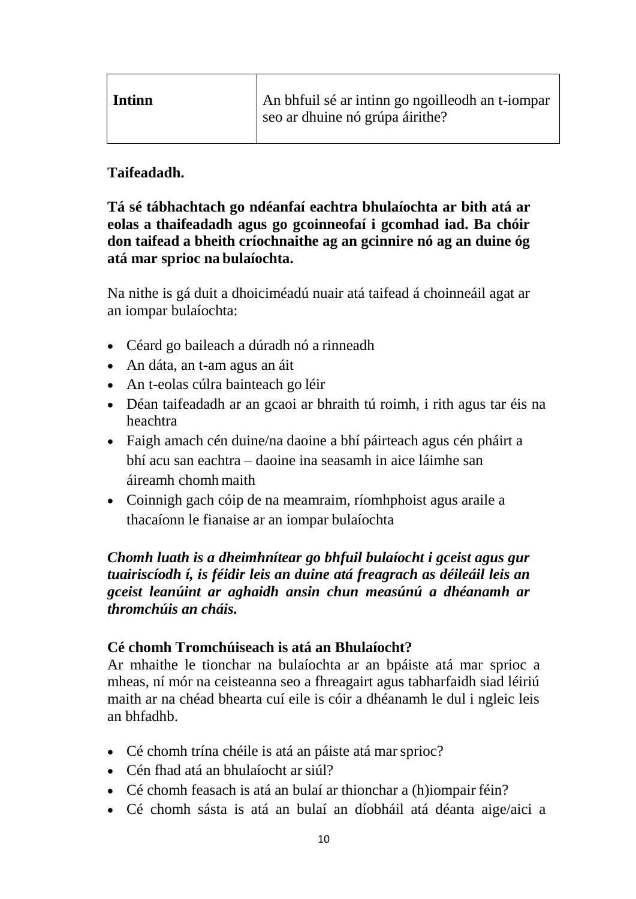| Intinn | An bhfuil sé ar intinn go ngoilleodh an t-iompar seo ar dhuine nó grúpa áirithe? |
|---|---|

**Taifeadadh.**

**Tá sé tábhachtach go ndéanfaí eachtra bhulaíochta ar bith atá ar eolas a thaifeadadh agus go gcoinneofaí i gcomhad iad. Ba chóir don taifead a bheith críochnaithe ag an gcinnire nó ag an duine óg atá mar sprioc na bulaíochta.**

Na nithe is gá duit a dhoiciméadú nuair atá taifead á choinneáil agat ar an iompar bulaíochta:

- Céard go baileach a dúradh nó a rinneadh
- An dáta, an t-am agus an áit
- An t-eolas cúlra bainteach go léir
- Déan taifeadadh ar an gcaoi ar bhraith tú roimh, i rith agus tar éis na heachtra
- Faigh amach cén duine/na daoine a bhí páirteach agus cén pháirt a bhí acu san eachtra – daoine ina seasamh in aice láimhe san áireamh chomh maith
- Coinnigh gach cóip de na meamraim, ríomhphoist agus araile a thacaíonn le fianaise ar an iompar bulaíochta

***Chomh luath is a dheimhnítear go bhfuil bulaíocht i gceist agus gur tuairiscíodh í, is féidir leis an duine atá freagrach as déileáil leis an gceist leanúint ar aghaidh ansin chun measúnú a dhéanamh ar thromchúis an cháis.***

**Cé chomh Tromchúiseach is atá an Bhulaíocht?**

Ar mhaithe le tionchar na bulaíochta ar an bpáiste atá mar sprioc a mheas, ní mór na ceisteanna seo a fhreagairt agus tabharfaidh siad léiriú maith ar na chéad bhearta cuí eile is cóir a dhéanamh le dul i ngleic leis an bhfadhb.

- Cé chomh trína chéile is atá an páiste atá mar sprioc?
- Cén fhad atá an bhulaíocht ar siúl?
- Cé chomh feasach is atá an bulaí ar thionchar a (h)iompair féin?
- Cé chomh sásta is atá an bulaí an díobháil atá déanta aige/aici a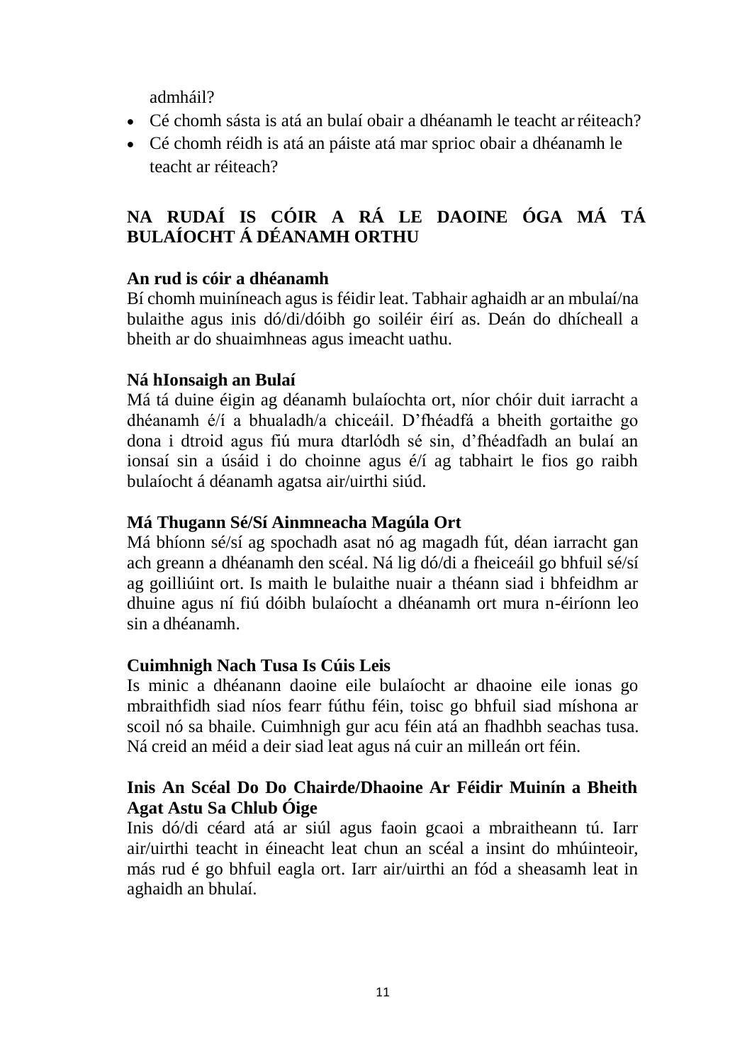admháil?

- Cé chomh sásta is atá an bulaí obair a dhéanamh le teacht ar réiteach?
- Cé chomh réidh is atá an páiste atá mar sprioc obair a dhéanamh le teacht ar réiteach?

## NA RUDAÍ IS CÓIR A RÁ LE DAOINE ÓGA MÁ TÁ BULAÍOCHT Á DÉANAMH ORTHU

### An rud is cóir a dhéanamh

Bí chomh muiníneach agus is féidir leat. Tabhair aghaidh ar an mbulaí/na bulaithe agus inis dó/di/dóibh go soiléir éirí as. Deán do dhícheall a bheith ar do shuaimhneas agus imeacht uathu.

### Ná hIonsaigh an Bulaí

Má tá duine éigin ag déanamh bulaíochta ort, níor chóir duit iarracht a dhéanamh é/í a bhualadh/a chiceáil. D'fhéadfá a bheith gortaithe go dona i dtroid agus fiú mura dtarlódh sé sin, d'fhéadfadh an bulaí an ionsaí sin a úsáid i do choinne agus é/í ag tabhairt le fios go raibh bulaíocht á déanamh agatsa air/uirthi siúd.

### Má Thugann Sé/Sí Ainmneacha Magúla Ort

Má bhíonn sé/sí ag spochadh asat nó ag magadh fút, déan iarracht gan ach greann a dhéanamh den scéal. Ná lig dó/di a fheiceáil go bhfuil sé/sí ag goilliúint ort. Is maith le bulaithe nuair a théann siad i bhfeidhm ar dhuine agus ní fiú dóibh bulaíocht a dhéanamh ort mura n-éiríonn leo sin a dhéanamh.

### Cuimhnigh Nach Tusa Is Cúis Leis

Is minic a dhéanann daoine eile bulaíocht ar dhaoine eile ionas go mbraithfidh siad níos fearr fúthu féin, toisc go bhfuil siad míshona ar scoil nó sa bhaile. Cuimhnigh gur acu féin atá an fhadhbh seachas tusa. Ná creid an méid a deir siad leat agus ná cuir an milleán ort féin.

### Inis An Scéal Do Do Chairde/Dhaoine Ar Féidir Muinín a Bheith Agat Astu Sa Chlub Óige

Inis dó/di céard atá ar siúl agus faoin gcaoi a mbraitheann tú. Iarr air/uirthi teacht in éineacht leat chun an scéal a insint do mhúinteoir, más rud é go bhfuil eagla ort. Iarr air/uirthi an fód a sheasamh leat in aghaidh an bhulaí.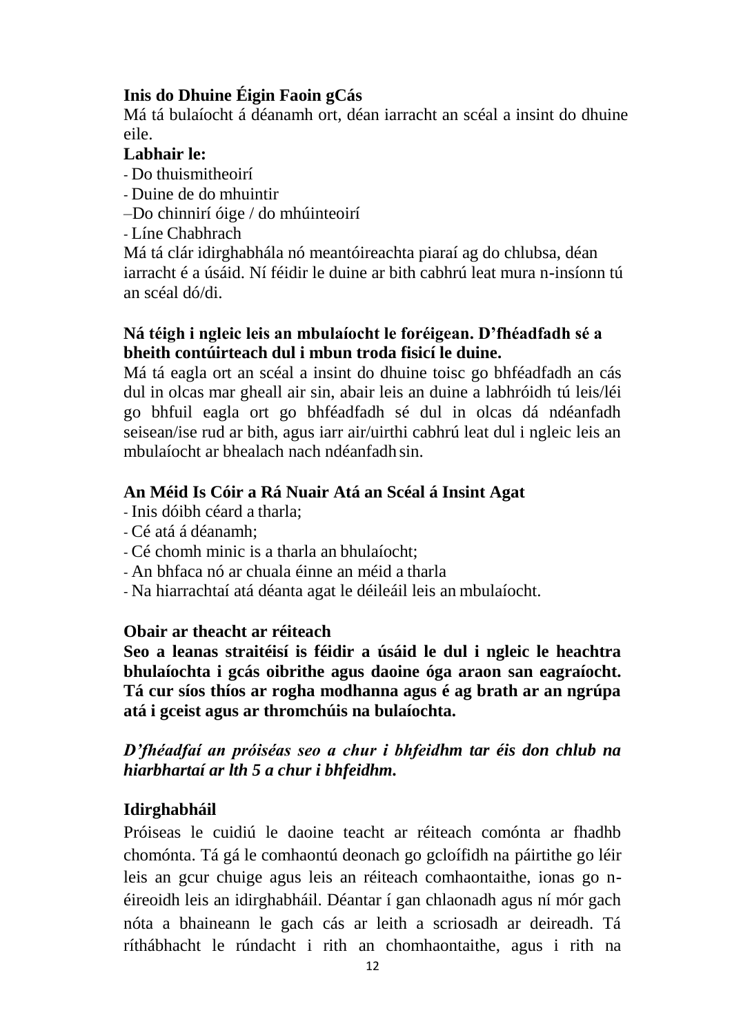**Inis do Dhuine Éigin Faoin gCás**

Má tá bulaíocht á déanamh ort, déan iarracht an scéal a insint do dhuine eile.

**Labhair le:**

- Do thuismitheoirí
- Duine de do mhuintir
- –Do chinnirí óige / do mhúinteoirí
- Líne Chabhrach

Má tá clár idirghabhála nó meantóireachta piaraí ag do chlubsa, déan iarracht é a úsáid. Ní féidir le duine ar bith cabhrú leat mura n-insíonn tú an scéal dó/di.

**Ná téigh i ngleic leis an mbulaíocht le foréigean. D'fhéadfadh sé a bheith contúirteach dul i mbun troda fisicí le duine.**

Má tá eagla ort an scéal a insint do dhuine toisc go bhféadfadh an cás dul in olcas mar gheall air sin, abair leis an duine a labhróidh tú leis/léi go bhfuil eagla ort go bhféadfadh sé dul in olcas dá ndéanfadh seisean/ise rud ar bith, agus iarr air/uirthi cabhrú leat dul i ngleic leis an mbulaíocht ar bhealach nach ndéanfadh sin.

**An Méid Is Cóir a Rá Nuair Atá an Scéal á Insint Agat**

- Inis dóibh céard a tharla;
- Cé atá á déanamh;
- Cé chomh minic is a tharla an bhulaíocht;
- An bhfaca nó ar chuala éinne an méid a tharla
- Na hiarrachtaí atá déanta agat le déileáil leis an mbulaíocht.

**Obair ar theacht ar réiteach**

**Seo a leanas straitéisí is féidir a úsáid le dul i ngleic le heachtra bhulaíochta i gcás oibrithe agus daoine óga araon san eagraíocht. Tá cur síos thíos ar rogha modhanna agus é ag brath ar an ngrúpa atá i gceist agus ar thromchúis na bulaíochta.**

***D'fhéadfaí an próiséas seo a chur i bhfeidhm tar éis don chlub na hiarbhartaí ar lth 5 a chur i bhfeidhm.***

**Idirghabháil**

Próiseas le cuidiú le daoine teacht ar réiteach comónta ar fhadhb chomónta. Tá gá le comhaontú deonach go gcloífidh na páirtithe go léir leis an gcur chuige agus leis an réiteach comhaontaithe, ionas go n-éireoidh leis an idirghabháil. Déantar í gan chlaonadh agus ní mór gach nóta a bhaineann le gach cás ar leith a scriosadh ar deireadh. Tá ríthábhacht le rúndacht i rith an chomhaontaithe, agus i rith na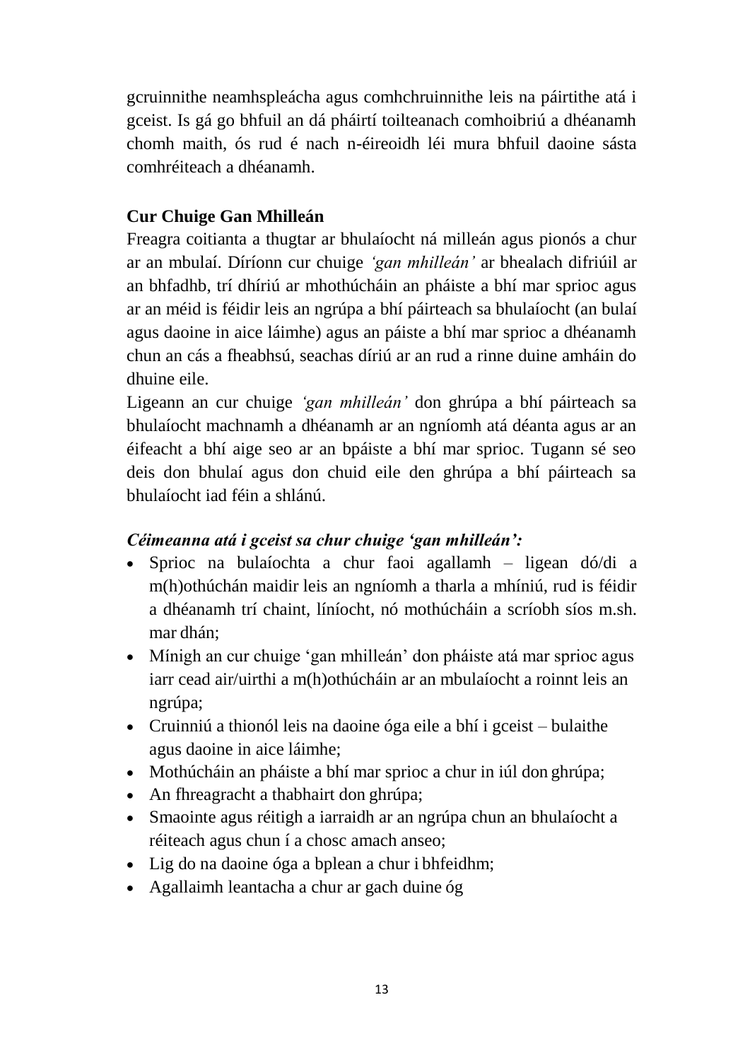gcruinnithe neamhspleácha agus comhchruinnithe leis na páirtithe atá i gceist. Is gá go bhfuil an dá pháirtí toilteanach comhoibriú a dhéanamh chomh maith, ós rud é nach n-éireoidh léi mura bhfuil daoine sásta comhréiteach a dhéanamh.

**Cur Chuige Gan Mhilleán**

Freagra coitianta a thugtar ar bhulaíocht ná milleán agus pionós a chur ar an mbulaí. Díríonn cur chuige *'gan mhilleán'* ar bhealach difriúil ar an bhfadhb, trí dhíriú ar mhothúcháin an pháiste a bhí mar sprioc agus ar an méid is féidir leis an ngrúpa a bhí páirteach sa bhulaíocht (an bulaí agus daoine in aice láimhe) agus an páiste a bhí mar sprioc a dhéanamh chun an cás a fheabhsú, seachas díriú ar an rud a rinne duine amháin do dhuine eile.

Ligeann an cur chuige *'gan mhilleán'* don ghrúpa a bhí páirteach sa bhulaíocht machnamh a dhéanamh ar an ngníomh atá déanta agus ar an éifeacht a bhí aige seo ar an bpáiste a bhí mar sprioc. Tugann sé seo deis don bhulaí agus don chuid eile den ghrúpa a bhí páirteach sa bhulaíocht iad féin a shlánú.

***Céimeanna atá i gceist sa chur chuige 'gan mhilleán':***

- Sprioc na bulaíochta a chur faoi agallamh – ligean dó/di a m(h)othúchán maidir leis an ngníomh a tharla a mhíniú, rud is féidir a dhéanamh trí chaint, líníocht, nó mothúcháin a scríobh síos m.sh. mar dhán;
- Mínigh an cur chuige 'gan mhilleán' don pháiste atá mar sprioc agus iarr cead air/uirthi a m(h)othúcháin ar an mbulaíocht a roinnt leis an ngrúpa;
- Cruinniú a thionól leis na daoine óga eile a bhí i gceist – bulaithe agus daoine in aice láimhe;
- Mothúcháin an pháiste a bhí mar sprioc a chur in iúl don ghrúpa;
- An fhreagracht a thabhairt don ghrúpa;
- Smaointe agus réitigh a iarraidh ar an ngrúpa chun an bhulaíocht a réiteach agus chun í a chosc amach anseo;
- Lig do na daoine óga a bplean a chur i bhfeidhm;
- Agallaimh leantacha a chur ar gach duine óg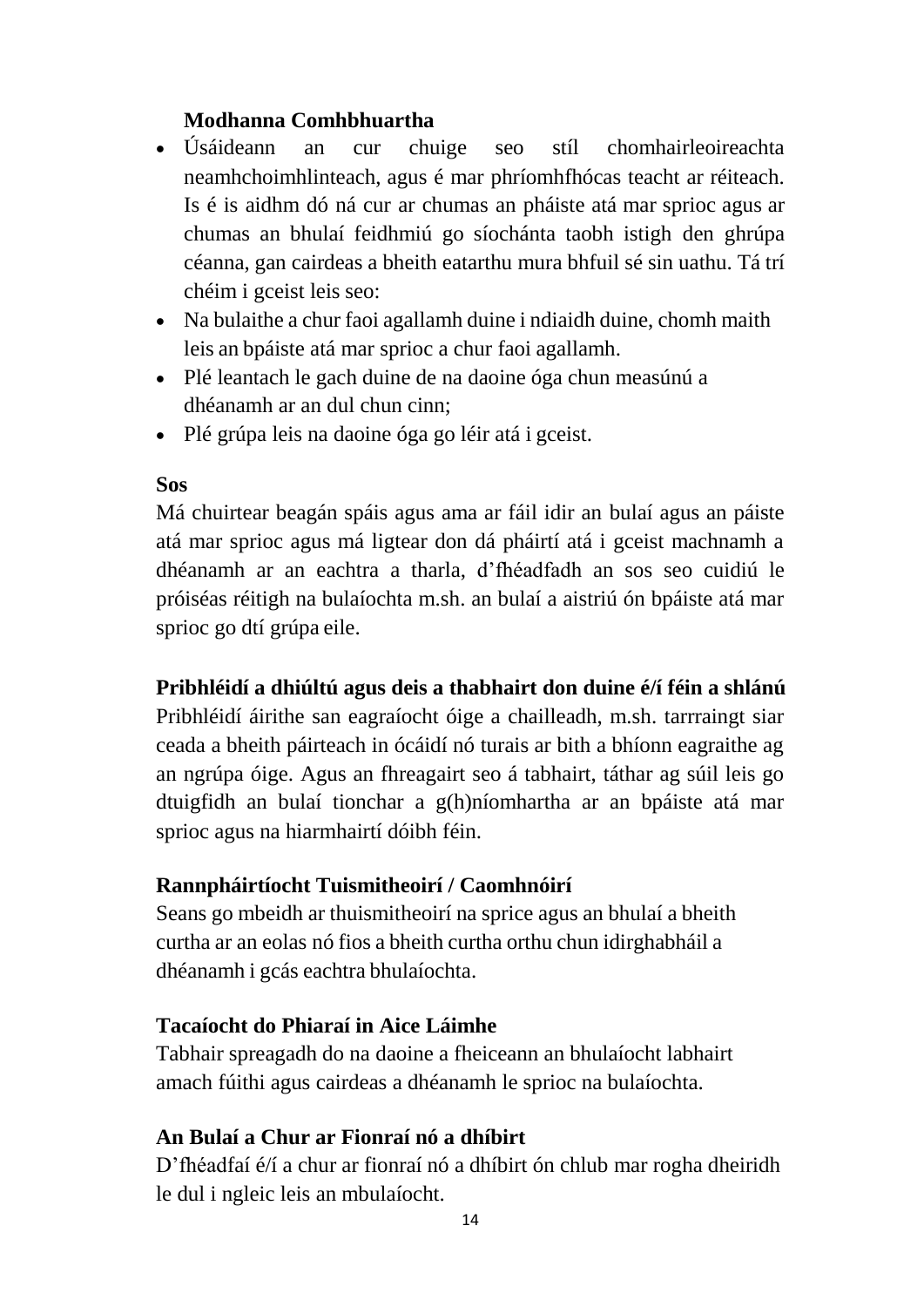### Modhanna Comhbhuartha

- Úsáideann an cur chuige seo stíl chomhairleoireachta neamhchoimhlinteach, agus é mar phríomhfhócas teacht ar réiteach. Is é is aidhm dó ná cur ar chumas an pháiste atá mar sprioc agus ar chumas an bhulaí feidhmiú go síochánta taobh istigh den ghrúpa céanna, gan cairdeas a bheith eatarthu mura bhfuil sé sin uathu. Tá trí chéim i gceist leis seo:
- Na bulaithe a chur faoi agallamh duine i ndiaidh duine, chomh maith leis an bpáiste atá mar sprioc a chur faoi agallamh.
- Plé leantach le gach duine de na daoine óga chun measúnú a dhéanamh ar an dul chun cinn;
- Plé grúpa leis na daoine óga go léir atá i gceist.

**Sos**

Má chuirtear beagán spáis agus ama ar fáil idir an bulaí agus an páiste atá mar sprioc agus má ligtear don dá pháirtí atá i gceist machnamh a dhéanamh ar an eachtra a tharla, d'fhéadfadh an sos seo cuidiú le próiséas réitigh na bulaíochta m.sh. an bulaí a aistriú ón bpáiste atá mar sprioc go dtí grúpa eile.

**Pribhléidí a dhiúltú agus deis a thabhairt don duine é/í féin a shlánú**

Pribhléidí áirithe san eagraíocht óige a chailleadh, m.sh. tarrraingt siar ceada a bheith páirteach in ócáidí nó turais ar bith a bhíonn eagraithe ag an ngrúpa óige. Agus an fhreagairt seo á tabhairt, táthar ag súil leis go dtuigfidh an bulaí tionchar a g(h)níomhartha ar an bpáiste atá mar sprioc agus na hiarmhairtí dóibh féin.

**Rannpháirtíocht Tuismitheoirí / Caomhnóirí**

Seans go mbeidh ar thuismitheoirí na sprice agus an bhulaí a bheith curtha ar an eolas nó fios a bheith curtha orthu chun idirghabháil a dhéanamh i gcás eachtra bhulaíochta.

**Tacaíocht do Phiaraí in Aice Láimhe**

Tabhair spreagadh do na daoine a fheiceann an bhulaíocht labhairt amach fúithi agus cairdeas a dhéanamh le sprioc na bulaíochta.

**An Bulaí a Chur ar Fionraí nó a dhíbirt**

D'fhéadfaí é/í a chur ar fionraí nó a dhíbirt ón chlub mar rogha dheiridh le dul i ngleic leis an mbulaíocht.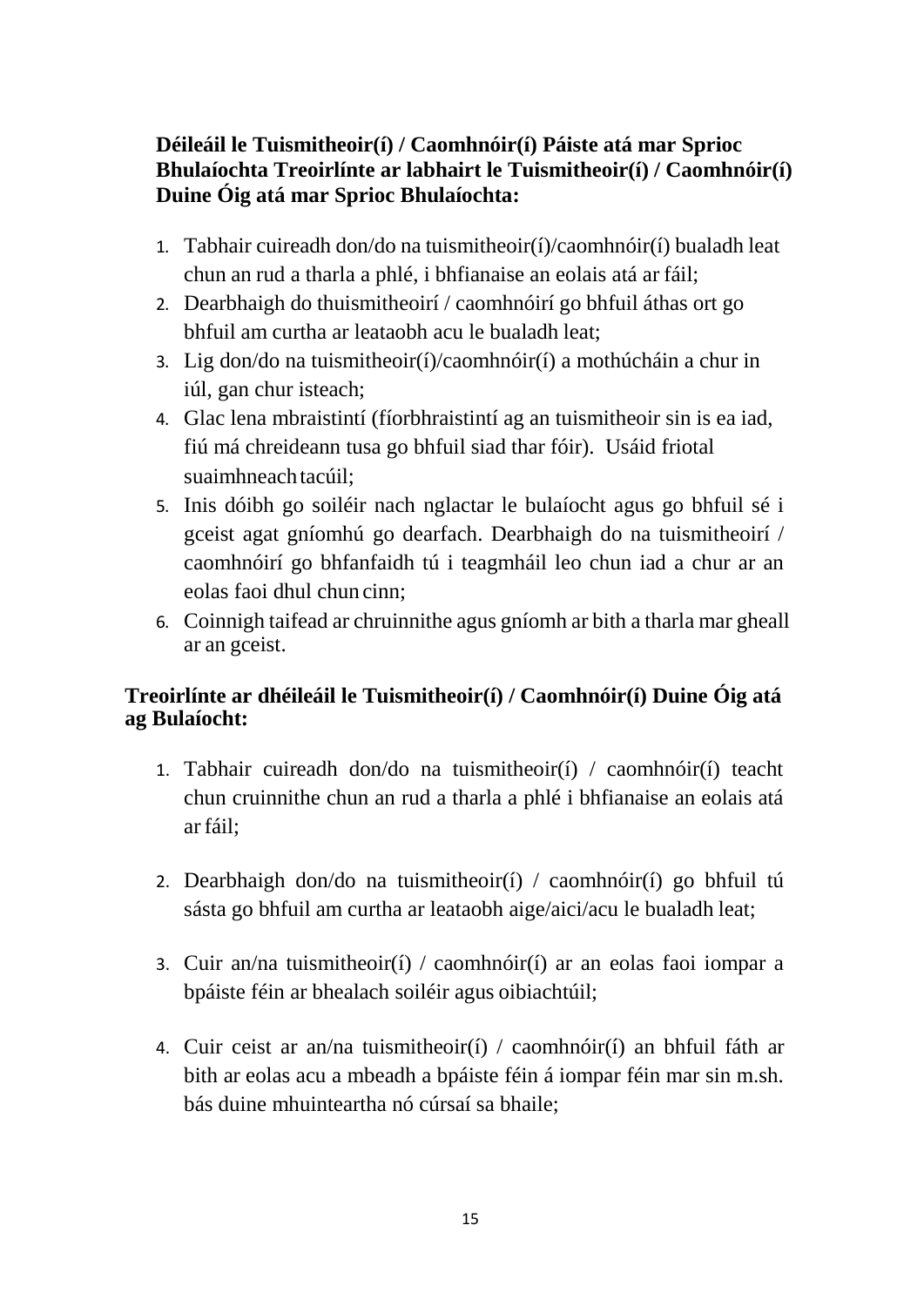**Déileáil le Tuismitheoir(í) / Caomhnóir(í) Páiste atá mar Sprioc Bhulaíochta Treoirlínte ar labhairt le Tuismitheoir(í) / Caomhnóir(í) Duine Óig atá mar Sprioc Bhulaíochta:**

1. Tabhair cuireadh don/do na tuismitheoir(í)/caomhnóir(í) bualadh leat chun an rud a tharla a phlé, i bhfianaise an eolais atá ar fáil;
2. Dearbhaigh do thuismitheoirí / caomhnóirí go bhfuil áthas ort go bhfuil am curtha ar leataobh acu le bualadh leat;
3. Lig don/do na tuismitheoir(í)/caomhnóir(í) a mothúcháin a chur in iúl, gan chur isteach;
4. Glac lena mbraistintí (fíorbhraistintí ag an tuismitheoir sin is ea iad, fiú má chreideann tusa go bhfuil siad thar fóir). Usáid friotal suaimhneach tacúil;
5. Inis dóibh go soiléir nach nglactar le bulaíocht agus go bhfuil sé i gceist agat gníomhú go dearfach. Dearbhaigh do na tuismitheoirí / caomhnóirí go bhfanfaidh tú i teagmháil leo chun iad a chur ar an eolas faoi dhul chun cinn;
6. Coinnigh taifead ar chruinnithe agus gníomh ar bith a tharla mar gheall ar an gceist.

**Treoirlínte ar dhéileáil le Tuismitheoir(í) / Caomhnóir(í) Duine Óig atá ag Bulaíocht:**

1. Tabhair cuireadh don/do na tuismitheoir(í) / caomhnóir(í) teacht chun cruinnithe chun an rud a tharla a phlé i bhfianaise an eolais atá ar fáil;

2. Dearbhaigh don/do na tuismitheoir(í) / caomhnóir(í) go bhfuil tú sásta go bhfuil am curtha ar leataobh aige/aici/acu le bualadh leat;

3. Cuir an/na tuismitheoir(í) / caomhnóir(í) ar an eolas faoi iompar a bpáiste féin ar bhealach soiléir agus oibiachtúil;

4. Cuir ceist ar an/na tuismitheoir(í) / caomhnóir(í) an bhfuil fáth ar bith ar eolas acu a mbeadh a bpáiste féin á iompar féin mar sin m.sh. bás duine mhuinteartha nó cúrsaí sa bhaile;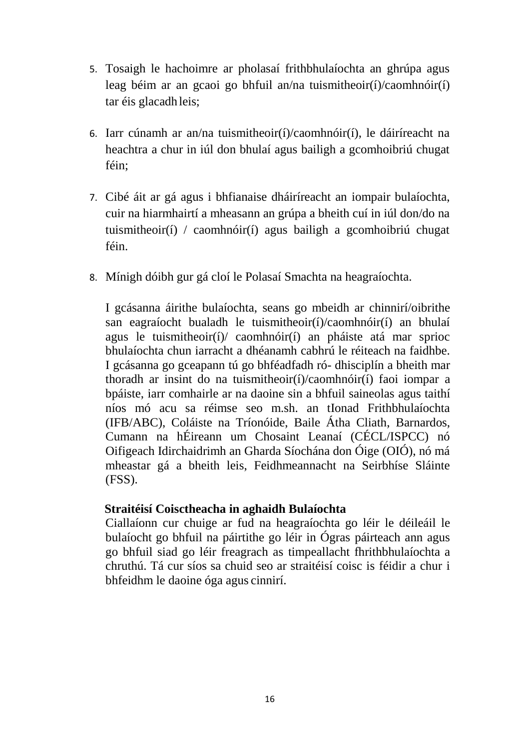5. Tosaigh le hachoimre ar pholasaí frithbhulaíochta an ghrúpa agus leag béim ar an gcaoi go bhfuil an/na tuismitheoir(í)/caomhnóir(í) tar éis glacadh leis;

6. Iarr cúnamh ar an/na tuismitheoir(í)/caomhnóir(í), le dáiríreacht na heachtra a chur in iúl don bhulaí agus bailigh a gcomhoibriú chugat féin;

7. Cibé áit ar gá agus i bhfianaise dháiríreacht an iompair bulaíochta, cuir na hiarmhairtí a mheasann an grúpa a bheith cuí in iúl don/do na tuismitheoir(í) / caomhnóir(í) agus bailigh a gcomhoibriú chugat féin.

8. Mínigh dóibh gur gá cloí le Polasaí Smachta na heagraíochta.

I gcásanna áirithe bulaíochta, seans go mbeidh ar chinnirí/oibrithe san eagraíocht bualadh le tuismitheoir(í)/caomhnóir(í) an bhulaí agus le tuismitheoir(í)/ caomhnóir(í) an pháiste atá mar sprioc bhulaíochta chun iarracht a dhéanamh cabhrú le réiteach na faidhbe. I gcásanna go gceapann tú go bhféadfadh ró- dhisciplín a bheith mar thoradh ar insint do na tuismitheoir(í)/caomhnóir(í) faoi iompar a bpáiste, iarr comhairle ar na daoine sin a bhfuil saineolas agus taithí níos mó acu sa réimse seo m.sh. an tIonad Frithbhulaíochta (IFB/ABC), Coláiste na Tríonóide, Baile Átha Cliath, Barnardos, Cumann na hÉireann um Chosaint Leanaí (CÉCL/ISPCC) nó Oifigeach Idirchaidrimh an Gharda Síochána don Óige (OIÓ), nó má mheastar gá a bheith leis, Feidhmeannacht na Seirbhíse Sláinte (FSS).

**Straitéisí Coisctheacha in aghaidh Bulaíochta**

Ciallaíonn cur chuige ar fud na heagraíochta go léir le déileáil le bulaíocht go bhfuil na páirtithe go léir in Ógras páirteach ann agus go bhfuil siad go léir freagrach as timpeallacht fhrithbhulaíochta a chruthú. Tá cur síos sa chuid seo ar straitéisí coisc is féidir a chur i bhfeidhm le daoine óga agus cinnirí.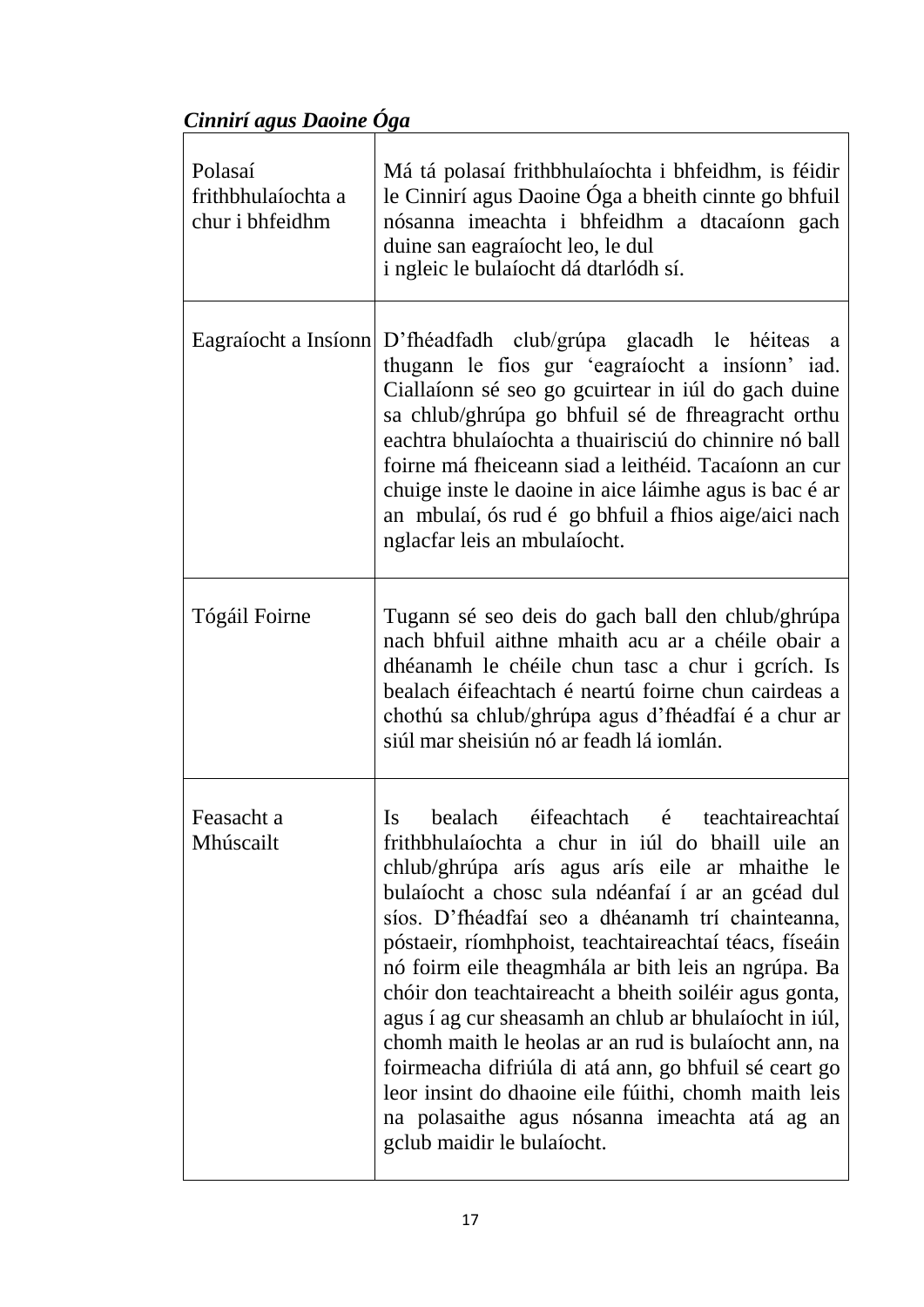***Cinnirí agus Daoine Óga***

| | |
|---|---|
| Polasaí frithbhulaíochta a chur i bhfeidhm | Má tá polasaí frithbhulaíochta i bhfeidhm, is féidir le Cinnirí agus Daoine Óga a bheith cinnte go bhfuil nósanna imeachta i bhfeidhm a dtacaíonn gach duine san eagraíocht leo, le dul i ngleic le bulaíocht dá dtarlódh sí. |
| Eagraíocht a Insíonn | D'fhéadfadh club/grúpa glacadh le héiteas a thugann le fios gur 'eagraíocht a insíonn' iad. Ciallaíonn sé seo go gcuirtear in iúl do gach duine sa chlub/ghrúpa go bhfuil sé de fhreagracht orthu eachtra bhulaíochta a thuairisciú do chinnire nó ball foirne má fheiceann siad a leithéid. Tacaíonn an cur chuige inste le daoine in aice láimhe agus is bac é ar an mbulaí, ós rud é go bhfuil a fhios aige/aici nach nglacfar leis an mbulaíocht. |
| Tógáil Foirne | Tugann sé seo deis do gach ball den chlub/ghrúpa nach bhfuil aithne mhaith acu ar a chéile obair a dhéanamh le chéile chun tasc a chur i gcrích. Is bealach éifeachtach é neartú foirne chun cairdeas a chothú sa chlub/ghrúpa agus d'fhéadfaí é a chur ar siúl mar sheisiún nó ar feadh lá iomlán. |
| Feasacht a Mhúscailt | Is bealach éifeachtach é teachtaireachtaí frithbhulaíochta a chur in iúl do bhaill uile an chlub/ghrúpa arís agus arís eile ar mhaithe le bulaíocht a chosc sula ndéanfaí í ar an gcéad dul síos. D'fhéadfaí seo a dhéanamh trí chainteanna, póstaeir, ríomhphoist, teachtaireachtaí téacs, físeáin nó foirm eile theagmhála ar bith leis an ngrúpa. Ba chóir don teachtaireacht a bheith soiléir agus gonta, agus í ag cur sheasamh an chlub ar bhulaíocht in iúl, chomh maith le heolas ar an rud is bulaíocht ann, na foirmeacha difriúla di atá ann, go bhfuil sé ceart go leor insint do dhaoine eile fúithi, chomh maith leis na polasaithe agus nósanna imeachta atá ag an gclub maidir le bulaíocht. |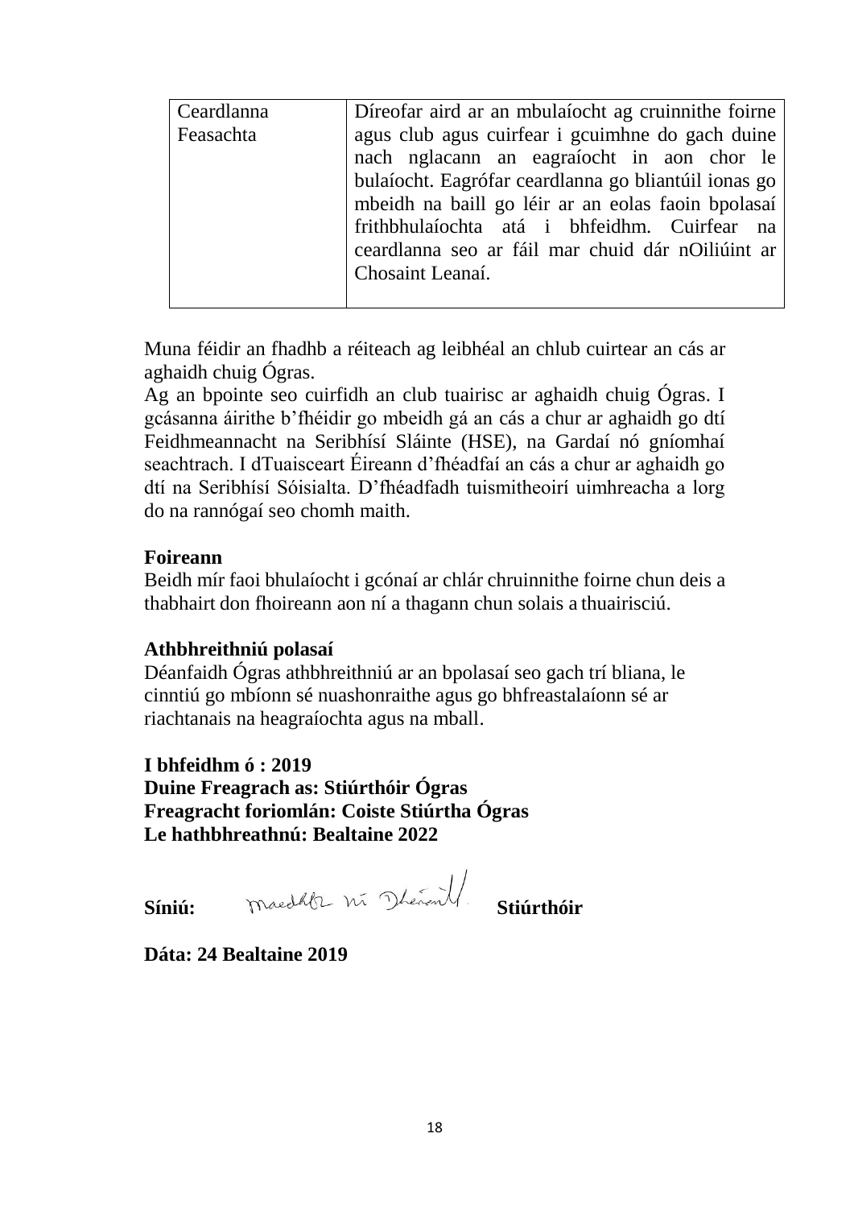| | |
|---|---|
| Ceardlanna Feasachta | Díreofar aird ar an mbulaíocht ag cruinnithe foirne agus club agus cuirfear i gcuimhne do gach duine nach nglacann an eagraíocht in aon chor le bulaíocht. Eagrófar ceardlanna go bliantúil ionas go mbeidh na baill go léir ar an eolas faoin bpolasaí frithbhulaíochta atá i bhfeidhm. Cuirfear na ceardlanna seo ar fáil mar chuid dár nOiliúint ar Chosaint Leanaí. |

Muna féidir an fhadhb a réiteach ag leibhéal an chlub cuirtear an cás ar aghaidh chuig Ógras.
Ag an bpointe seo cuirfidh an club tuairisc ar aghaidh chuig Ógras. I gcásanna áirithe b'fhéidir go mbeidh gá an cás a chur ar aghaidh go dtí Feidhmeannacht na Seribhísí Sláinte (HSE), na Gardaí nó gníomhaí seachtrach. I dTuaisceart Éireann d'fhéadfaí an cás a chur ar aghaidh go dtí na Seribhísí Sóisialta. D'fhéadfadh tuismitheoirí uimhreacha a lorg do na rannógaí seo chomh maith.

**Foireann**
Beidh mír faoi bhulaíocht i gcónaí ar chlár chruinnithe foirne chun deis a thabhairt don fhoireann aon ní a thagann chun solais a thuairisciú.

**Athbhreithniú polasaí**
Déanfaidh Ógras athbhreithniú ar an bpolasaí seo gach trí bliana, le cinntiú go mbíonn sé nuashonraithe agus go bhfreastalaíonn sé ar riachtanais na heagraíochta agus na mball.

**I bhfeidhm ó : 2019**
**Duine Freagrach as: Stiúrthóir Ógras**
**Freagracht foriomlán: Coiste Stiúrtha Ógras**
**Le hathbhreathnú: Bealtaine 2022**

**Síniú:** Maedhbh Ní Dhónaill **Stiúrthóir**

**Dáta: 24 Bealtaine 2019**